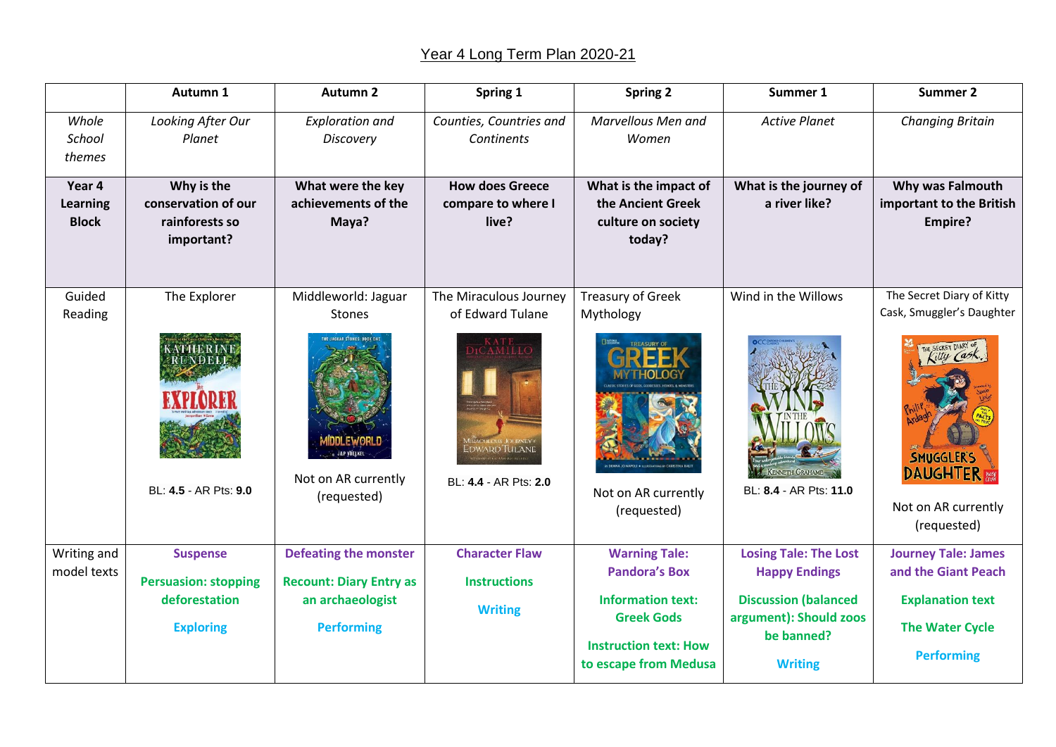# Year 4 Long Term Plan 2020-21

| | Autumn 1 | Autumn 2 | Spring 1 | Spring 2 | Summer 1 | Summer 2 |
|---|---|---|---|---|---|---|
| *Whole School themes* | *Looking After Our Planet* | *Exploration and Discovery* | *Counties, Countries and Continents* | *Marvellous Men and Women* | *Active Planet* | *Changing Britain* |
| **Year 4 Learning Block** | **Why is the conservation of our rainforests so important?** | **What were the key achievements of the Maya?** | **How does Greece compare to where I live?** | **What is the impact of the Ancient Greek culture on society today?** | **What is the journey of a river like?** | **Why was Falmouth important to the British Empire?** |
| Guided Reading | The Explorer<br><br>BL: **4.5** - AR Pts: **9.0** | Middleworld: Jaguar Stones<br><br>Not on AR currently (requested) | The Miraculous Journey of Edward Tulane<br><br>BL: **4.4** - AR Pts: **2.0** | Treasury of Greek Mythology<br><br>Not on AR currently (requested) | Wind in the Willows<br><br>BL: **8.4** - AR Pts: **11.0** | The Secret Diary of Kitty Cask, Smuggler's Daughter<br><br>Not on AR currently (requested) |
| Writing and model texts | **Suspense**<br><br>**Persuasion: stopping deforestation**<br><br>**Exploring** | **Defeating the monster**<br><br>**Recount: Diary Entry as an archaeologist**<br><br>**Performing** | **Character Flaw**<br><br>**Instructions**<br><br>**Writing** | **Warning Tale: Pandora's Box**<br><br>**Information text: Greek Gods**<br><br>**Instruction text: How to escape from Medusa** | **Losing Tale: The Lost Happy Endings**<br><br>**Discussion (balanced argument): Should zoos be banned?**<br><br>**Writing** | **Journey Tale: James and the Giant Peach**<br><br>**Explanation text**<br><br>**The Water Cycle**<br><br>**Performing** |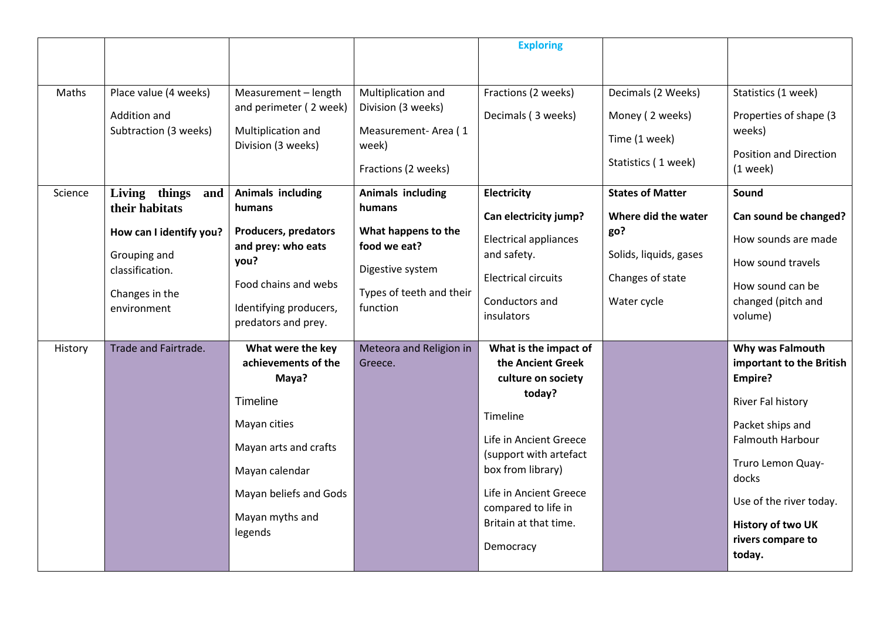|  |  |  |  | **Exploring** |  |  |
| --- | --- | --- | --- | --- | --- | --- |
| Maths | Place value (4 weeks)<br><br>Addition and Subtraction (3 weeks) | Measurement – length and perimeter ( 2 week)<br><br>Multiplication and Division (3 weeks) | Multiplication and Division (3 weeks)<br><br>Measurement- Area ( 1 week)<br><br>Fractions (2 weeks) | Fractions (2 weeks)<br><br>Decimals ( 3 weeks) | Decimals (2 Weeks)<br><br>Money ( 2 weeks)<br><br>Time (1 week)<br><br>Statistics ( 1 week) | Statistics (1 week)<br><br>Properties of shape (3 weeks)<br><br>Position and Direction (1 week) |
| Science | **Living things and their habitats**<br><br>**How can I identify you?**<br><br>Grouping and classification.<br><br>Changes in the environment | **Animals including humans**<br><br>**Producers, predators and prey: who eats you?**<br><br>Food chains and webs<br><br>Identifying producers, predators and prey. | **Animals including humans**<br><br>**What happens to the food we eat?**<br><br>Digestive system<br><br>Types of teeth and their function | **Electricity**<br><br>**Can electricity jump?**<br><br>Electrical appliances and safety.<br><br>Electrical circuits<br><br>Conductors and insulators | **States of Matter**<br><br>**Where did the water go?**<br><br>Solids, liquids, gases<br><br>Changes of state<br><br>Water cycle | **Sound**<br><br>**Can sound be changed?**<br><br>How sounds are made<br><br>How sound travels<br><br>How sound can be changed (pitch and volume) |
| History | Trade and Fairtrade. | **What were the key achievements of the Maya?**<br><br>Timeline<br><br>Mayan cities<br><br>Mayan arts and crafts<br><br>Mayan calendar<br><br>Mayan beliefs and Gods<br><br>Mayan myths and legends | Meteora and Religion in Greece. | **What is the impact of the Ancient Greek culture on society today?**<br><br>Timeline<br><br>Life in Ancient Greece (support with artefact box from library)<br><br>Life in Ancient Greece compared to life in Britain at that time.<br><br>Democracy |  | **Why was Falmouth important to the British Empire?**<br><br>River Fal history<br><br>Packet ships and Falmouth Harbour<br><br>Truro Lemon Quay-docks<br><br>Use of the river today.<br><br>**History of two UK rivers compare to today.** |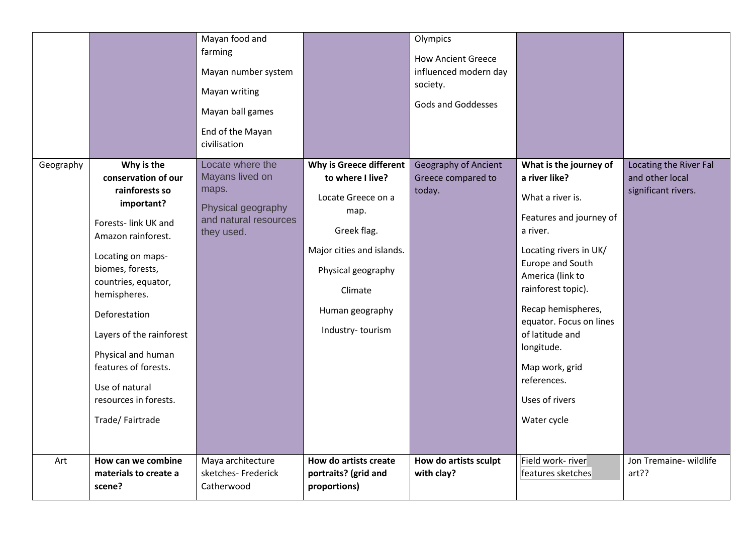| | | | | | | |
|---|---|---|---|---|---|---|
| | | Mayan food and farming<br><br>Mayan number system<br><br>Mayan writing<br><br>Mayan ball games<br><br>End of the Mayan civilisation | | Olympics<br><br>How Ancient Greece influenced modern day society.<br><br>Gods and Goddesses | | |
| Geography | **Why is the conservation of our rainforests so important?**<br><br>Forests- link UK and Amazon rainforest.<br><br>Locating on maps- biomes, forests, countries, equator, hemispheres.<br><br>Deforestation<br><br>Layers of the rainforest<br><br>Physical and human features of forests.<br><br>Use of natural resources in forests.<br><br>Trade/ Fairtrade | Locate where the Mayans lived on maps.<br><br>Physical geography and natural resources they used. | **Why is Greece different to where I live?**<br><br>Locate Greece on a map.<br><br>Greek flag.<br><br>Major cities and islands.<br><br>Physical geography<br><br>Climate<br><br>Human geography<br><br>Industry- tourism | Geography of Ancient Greece compared to today. | **What is the journey of a river like?**<br><br>What a river is.<br><br>Features and journey of a river.<br><br>Locating rivers in UK/ Europe and South America (link to rainforest topic).<br><br>Recap hemispheres, equator. Focus on lines of latitude and longitude.<br><br>Map work, grid references.<br><br>Uses of rivers<br><br>Water cycle | Locating the River Fal and other local significant rivers. |
| Art | **How can we combine materials to create a scene?** | Maya architecture sketches- Frederick Catherwood | **How do artists create portraits? (grid and proportions)** | **How do artists sculpt with clay?** | Field work- river features sketches | Jon Tremaine- wildlife art?? |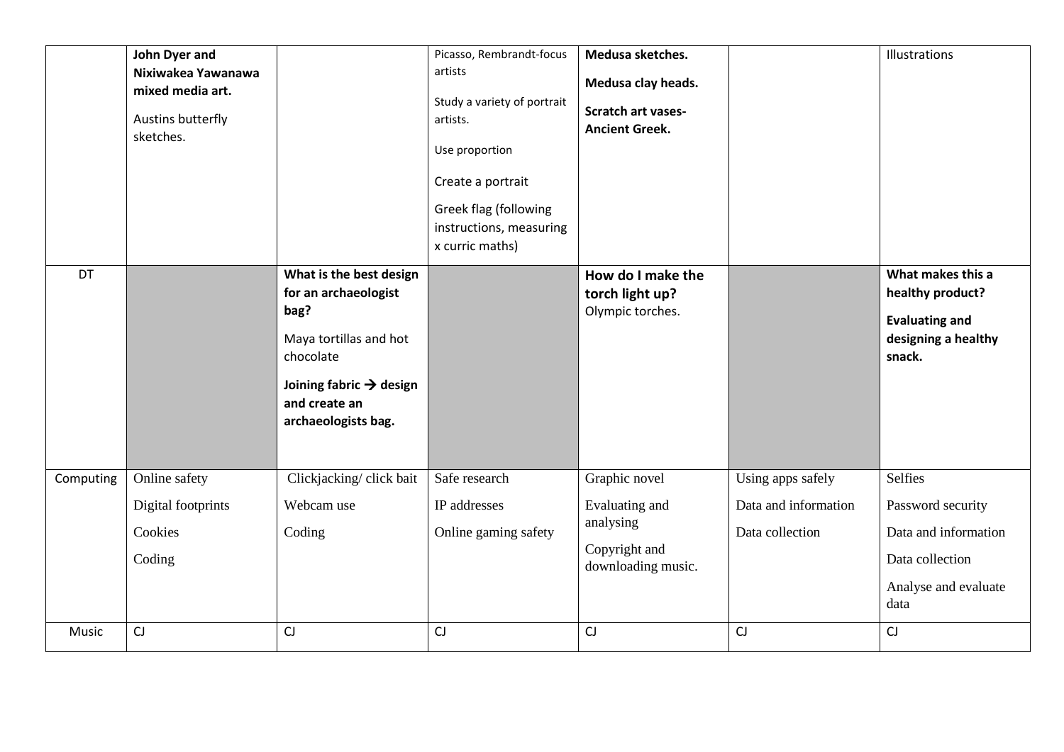| | | | | | | |
|---|---|---|---|---|---|---|
| | **John Dyer and Nixiwakea Yawanawa mixed media art.**<br><br>Austins butterfly sketches. | | Picasso, Rembrandt-focus artists<br><br>Study a variety of portrait artists.<br><br>Use proportion<br><br>Create a portrait<br><br>Greek flag (following instructions, measuring x curric maths) | **Medusa sketches.**<br><br>**Medusa clay heads.**<br><br>**Scratch art vases- Ancient Greek.** | | Illustrations |
| DT | | **What is the best design for an archaeologist bag?**<br><br>Maya tortillas and hot chocolate<br><br>**Joining fabric → design and create an archaeologists bag.** | | **How do I make the torch light up?**<br>Olympic torches. | | **What makes this a healthy product?**<br><br>**Evaluating and designing a healthy snack.** |
| Computing | Online safety<br><br>Digital footprints<br><br>Cookies<br><br>Coding | Clickjacking/ click bait<br><br>Webcam use<br><br>Coding | Safe research<br><br>IP addresses<br><br>Online gaming safety | Graphic novel<br><br>Evaluating and analysing<br><br>Copyright and downloading music. | Using apps safely<br><br>Data and information<br><br>Data collection | Selfies<br><br>Password security<br><br>Data and information<br><br>Data collection<br><br>Analyse and evaluate data |
| Music | CJ | CJ | CJ | CJ | CJ | CJ |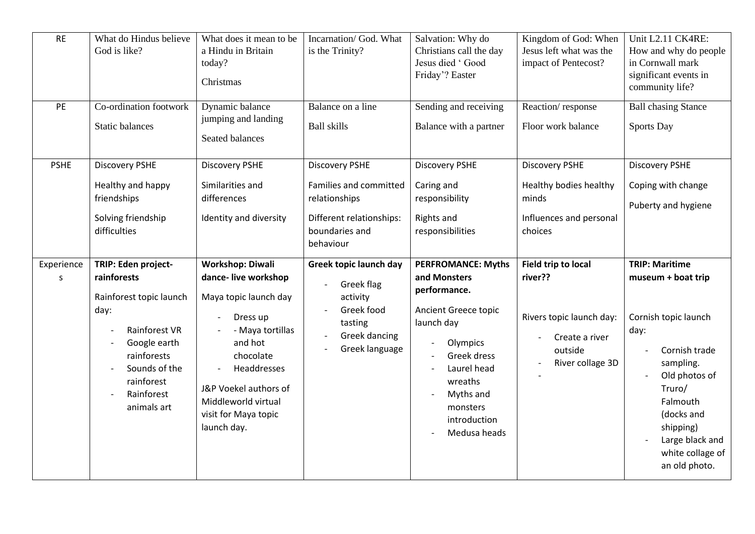| | | | | | | |
|---|---|---|---|---|---|---|
| RE | What do Hindus believe God is like? | What does it mean to be a Hindu in Britain today?<br><br>Christmas | Incarnation/ God. What is the Trinity? | Salvation: Why do Christians call the day Jesus died ' Good Friday'? Easter | Kingdom of God: When Jesus left what was the impact of Pentecost? | Unit L2.11 CK4RE: How and why do people in Cornwall mark significant events in community life? |
| PE | Co-ordination footwork<br><br>Static balances | Dynamic balance jumping and landing<br><br>Seated balances | Balance on a line<br><br>Ball skills | Sending and receiving<br><br>Balance with a partner | Reaction/ response<br><br>Floor work balance | Ball chasing Stance<br><br>Sports Day |
| PSHE | Discovery PSHE<br><br>Healthy and happy friendships<br><br>Solving friendship difficulties | Discovery PSHE<br><br>Similarities and differences<br><br>Identity and diversity | Discovery PSHE<br><br>Families and committed relationships<br><br>Different relationships: boundaries and behaviour | Discovery PSHE<br><br>Caring and responsibility<br><br>Rights and responsibilities | Discovery PSHE<br><br>Healthy bodies healthy minds<br><br>Influences and personal choices | Discovery PSHE<br><br>Coping with change<br><br>Puberty and hygiene |
| Experiences | **TRIP: Eden project-rainforests**<br><br>Rainforest topic launch day:<br>- Rainforest VR<br>- Google earth rainforests<br>- Sounds of the rainforest<br>- Rainforest animals art | **Workshop: Diwali dance- live workshop**<br><br>Maya topic launch day<br>- Dress up<br>- - Maya tortillas and hot chocolate<br>- Headdresses<br><br>J&P Voekel authors of Middleworld virtual visit for Maya topic launch day. | **Greek topic launch day**<br>- Greek flag activity<br>- Greek food tasting<br>- Greek dancing<br>- Greek language | **PERFROMANCE: Myths and Monsters performance.**<br><br>Ancient Greece topic launch day<br>- Olympics<br>- Greek dress<br>- Laurel head wreaths<br>- Myths and monsters introduction<br>- Medusa heads | **Field trip to local river??**<br><br>Rivers topic launch day:<br>- Create a river outside<br>- River collage 3D<br>- | **TRIP: Maritime museum + boat trip**<br><br>Cornish topic launch day:<br>- Cornish trade sampling.<br>- Old photos of Truro/ Falmouth (docks and shipping)<br>- Large black and white collage of an old photo. |